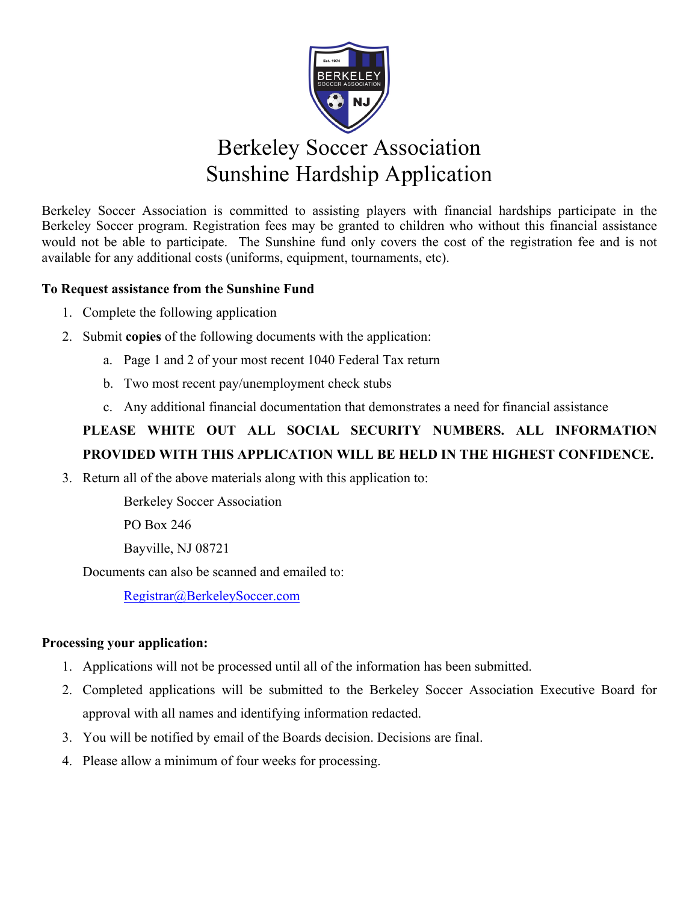# Berkeley Soccer Association
# Sunshine Hardship Application

Berkeley Soccer Association is committed to assisting players with financial hardships participate in the Berkeley Soccer program. Registration fees may be granted to children who without this financial assistance would not be able to participate. The Sunshine fund only covers the cost of the registration fee and is not available for any additional costs (uniforms, equipment, tournaments, etc).

**To Request assistance from the Sunshine Fund**

1. Complete the following application
2. Submit **copies** of the following documents with the application:
    a. Page 1 and 2 of your most recent 1040 Federal Tax return
    b. Two most recent pay/unemployment check stubs
    c. Any additional financial documentation that demonstrates a need for financial assistance

    **PLEASE WHITE OUT ALL SOCIAL SECURITY NUMBERS. ALL INFORMATION PROVIDED WITH THIS APPLICATION WILL BE HELD IN THE HIGHEST CONFIDENCE.**

3. Return all of the above materials along with this application to:

    Berkeley Soccer Association
    PO Box 246
    Bayville, NJ 08721

    Documents can also be scanned and emailed to:

    Registrar@BerkeleySoccer.com

**Processing your application:**

1. Applications will not be processed until all of the information has been submitted.
2. Completed applications will be submitted to the Berkeley Soccer Association Executive Board for approval with all names and identifying information redacted.
3. You will be notified by email of the Boards decision. Decisions are final.
4. Please allow a minimum of four weeks for processing.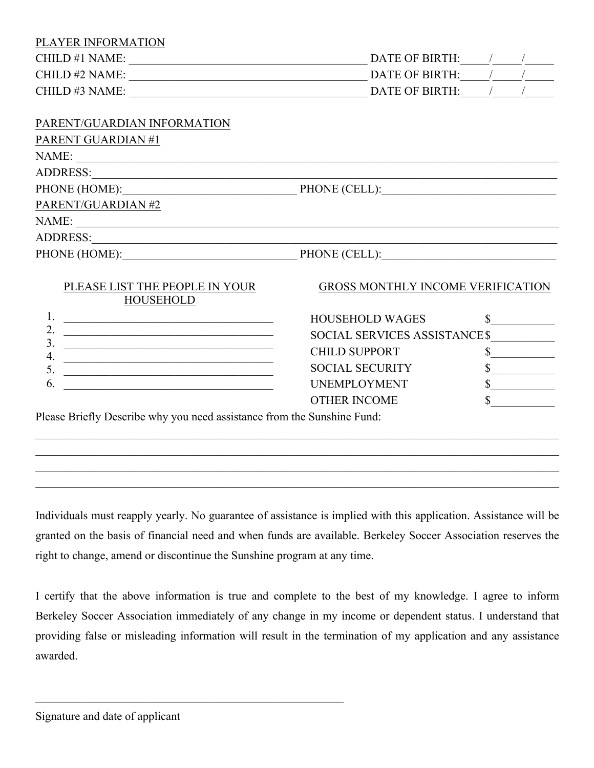PLAYER INFORMATION

CHILD #1 NAME: ________________________________________ DATE OF BIRTH:\_\_\_\_/\_\_\_\_/\_\_\_\_

CHILD #2 NAME: ________________________________________ DATE OF BIRTH:\_\_\_\_/\_\_\_\_/\_\_\_\_

CHILD #3 NAME: ________________________________________ DATE OF BIRTH:\_\_\_\_/\_\_\_\_/\_\_\_\_

PARENT/GUARDIAN INFORMATION

PARENT GUARDIAN #1

NAME: ____________________________________________________________________________

ADDRESS:__________________________________________________________________________

PHONE (HOME):_____________________________ PHONE (CELL):_____________________________

PARENT/GUARDIAN #2

NAME: ____________________________________________________________________________

ADDRESS:__________________________________________________________________________

PHONE (HOME):_____________________________ PHONE (CELL):_____________________________

| PLEASE LIST THE PEOPLE IN YOUR HOUSEHOLD | GROSS MONTHLY INCOME VERIFICATION | |
|---|---|---|
| 1. ___________________________________ | HOUSEHOLD WAGES | $___________ |
| 2. ___________________________________ | SOCIAL SERVICES ASSISTANCE | $___________ |
| 3. ___________________________________ | CHILD SUPPORT | $___________ |
| 4. ___________________________________ | SOCIAL SECURITY | $___________ |
| 5. ___________________________________ | UNEMPLOYMENT | $___________ |
| 6. ___________________________________ | OTHER INCOME | $___________ |

Please Briefly Describe why you need assistance from the Sunshine Fund:

__________________________________________________________________________________

__________________________________________________________________________________

__________________________________________________________________________________

__________________________________________________________________________________

Individuals must reapply yearly. No guarantee of assistance is implied with this application. Assistance will be granted on the basis of financial need and when funds are available. Berkeley Soccer Association reserves the right to change, amend or discontinue the Sunshine program at any time.

I certify that the above information is true and complete to the best of my knowledge. I agree to inform Berkeley Soccer Association immediately of any change in my income or dependent status. I understand that providing false or misleading information will result in the termination of my application and any assistance awarded.

______________________________________________________

Signature and date of applicant